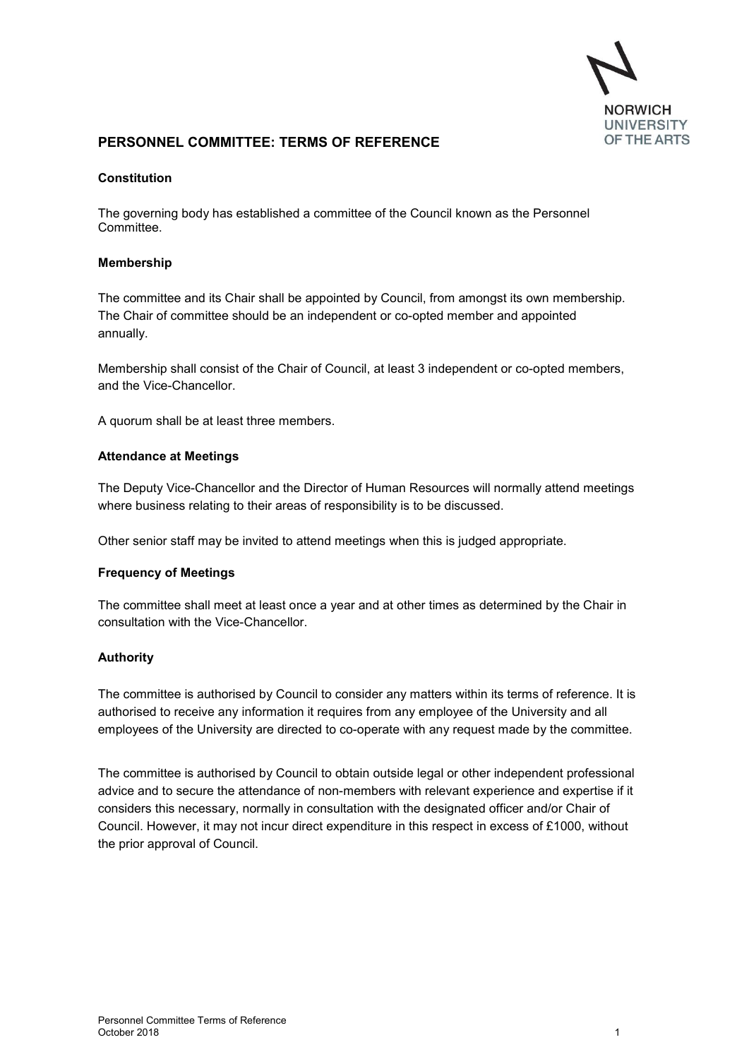# PERSONNEL COMMITTEE: TERMS OF REFERENCE

### Constitution

The governing body has established a committee of the Council known as the Personnel Committee.

### Membership

The committee and its Chair shall be appointed by Council, from amongst its own membership. The Chair of committee should be an independent or co-opted member and appointed annually.

Membership shall consist of the Chair of Council, at least 3 independent or co-opted members, and the Vice-Chancellor.

A quorum shall be at least three members.

### Attendance at Meetings

The Deputy Vice-Chancellor and the Director of Human Resources will normally attend meetings where business relating to their areas of responsibility is to be discussed.

Other senior staff may be invited to attend meetings when this is judged appropriate.

### Frequency of Meetings

The committee shall meet at least once a year and at other times as determined by the Chair in consultation with the Vice-Chancellor.

### Authority

The committee is authorised by Council to consider any matters within its terms of reference. It is authorised to receive any information it requires from any employee of the University and all employees of the University are directed to co-operate with any request made by the committee.

The committee is authorised by Council to obtain outside legal or other independent professional advice and to secure the attendance of non-members with relevant experience and expertise if it considers this necessary, normally in consultation with the designated officer and/or Chair of Council. However, it may not incur direct expenditure in this respect in excess of £1000, without the prior approval of Council.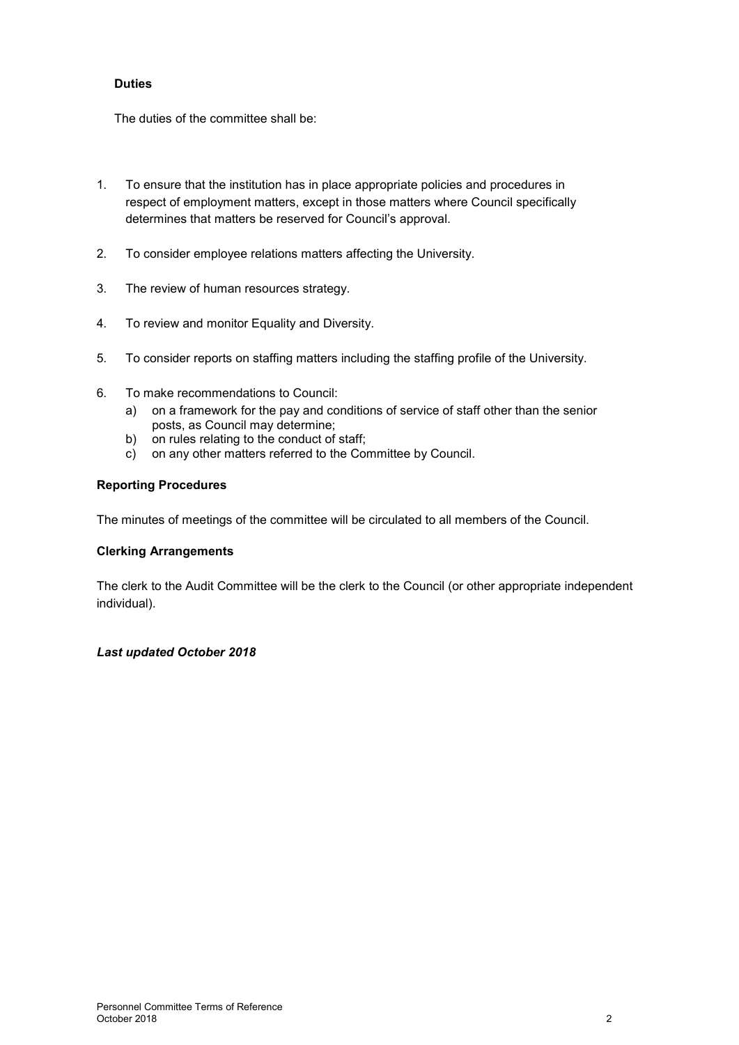**Duties**

The duties of the committee shall be:

1. To ensure that the institution has in place appropriate policies and procedures in respect of employment matters, except in those matters where Council specifically determines that matters be reserved for Council's approval.

2. To consider employee relations matters affecting the University.

3. The review of human resources strategy.

4. To review and monitor Equality and Diversity.

5. To consider reports on staffing matters including the staffing profile of the University.

6. To make recommendations to Council:
   a) on a framework for the pay and conditions of service of staff other than the senior posts, as Council may determine;
   b) on rules relating to the conduct of staff;
   c) on any other matters referred to the Committee by Council.

**Reporting Procedures**

The minutes of meetings of the committee will be circulated to all members of the Council.

**Clerking Arrangements**

The clerk to the Audit Committee will be the clerk to the Council (or other appropriate independent individual).

***Last updated October 2018***